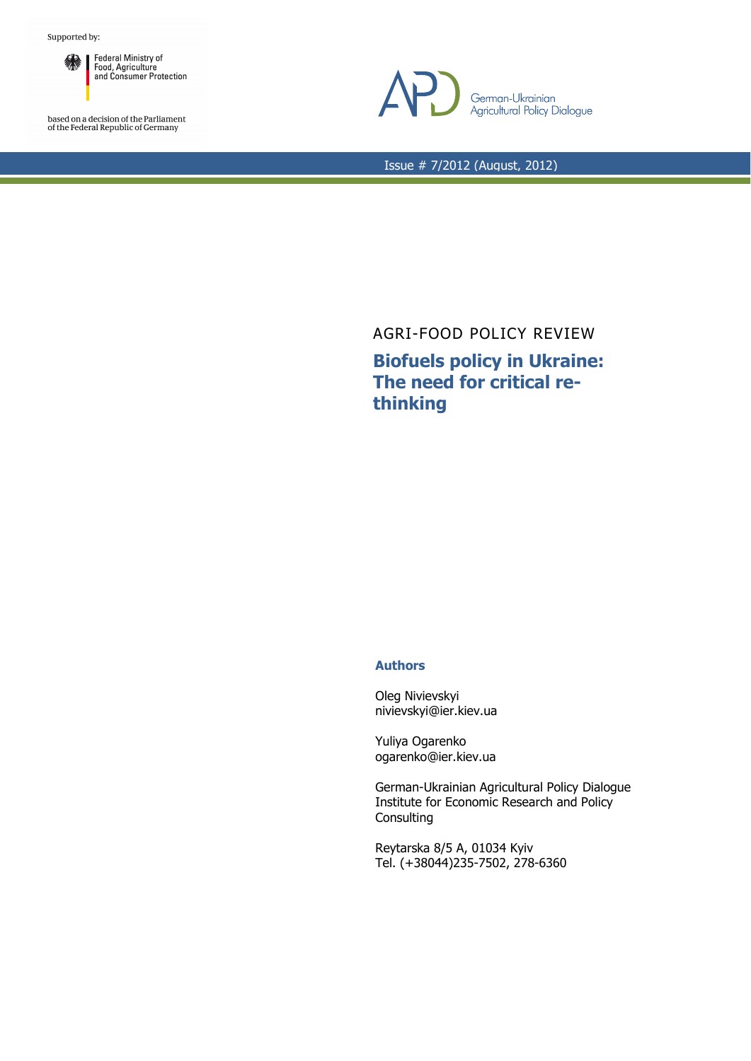Supported by:

Federal Ministry of Food, Agriculture and Consumer Protection

based on a decision of the Parliament of the Federal Republic of Germany

German-Ukrainian Agricultural Policy Dialogue

Issue # 7/2012 (August, 2012)

AGRI-FOOD POLICY REVIEW

# Biofuels policy in Ukraine: The need for critical re-thinking

### Authors

Oleg Nivievskyi
nivievskyi@ier.kiev.ua

Yuliya Ogarenko
ogarenko@ier.kiev.ua

German-Ukrainian Agricultural Policy Dialogue
Institute for Economic Research and Policy Consulting

Reytarska 8/5 A, 01034 Kyiv
Tel. (+38044)235-7502, 278-6360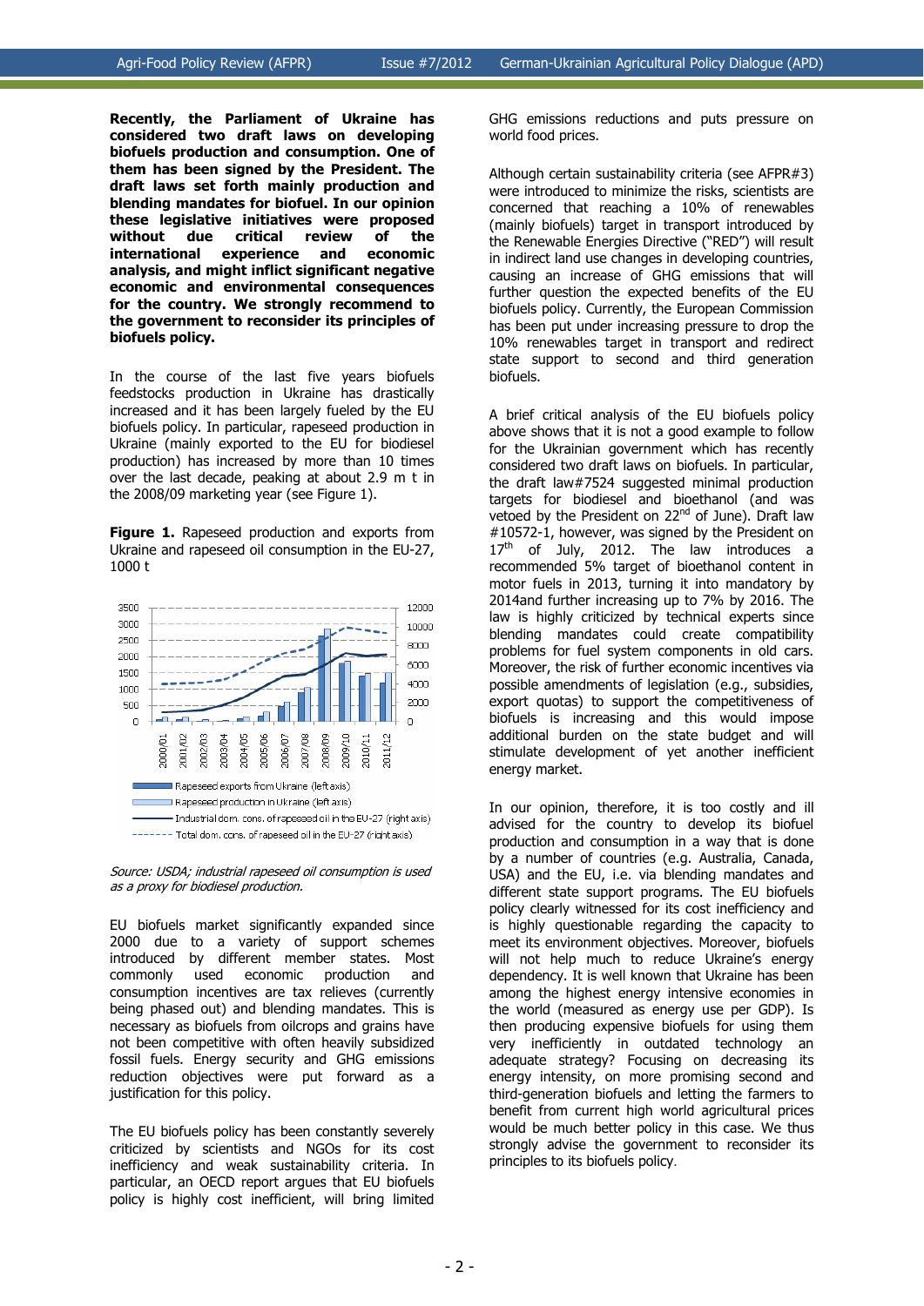**Recently, the Parliament of Ukraine has considered two draft laws on developing biofuels production and consumption. One of them has been signed by the President. The draft laws set forth mainly production and blending mandates for biofuel. In our opinion these legislative initiatives were proposed without due critical review of the international experience and economic analysis, and might inflict significant negative economic and environmental consequences for the country. We strongly recommend to the government to reconsider its principles of biofuels policy.**

In the course of the last five years biofuels feedstocks production in Ukraine has drastically increased and it has been largely fueled by the EU biofuels policy. In particular, rapeseed production in Ukraine (mainly exported to the EU for biodiesel production) has increased by more than 10 times over the last decade, peaking at about 2.9 m t in the 2008/09 marketing year (see Figure 1).

**Figure 1.** Rapeseed production and exports from Ukraine and rapeseed oil consumption in the EU-27, 1000 t

3500
3000
2500
2000
1500
1000
500
0

12000
10000
8000
6000
4000
2000
0

2000/01
2001/02
2002/03
2003/04
2004/05
2005/06
2006/07
2007/08
2008/09
2009/10
2010/11
2011/12

Rapeseed exports from Ukraine (left axis)
Rapeseed production in Ukraine (left axis)
Industrial dom. cons. of rapeseed oil in the EU-27 (right axis)
Total dom. cons. of rapeseed oil in the EU-27 (right axis)

*Source: USDA; industrial rapeseed oil consumption is used as a proxy for biodiesel production.*

EU biofuels market significantly expanded since 2000 due to a variety of support schemes introduced by different member states. Most commonly used economic production and consumption incentives are tax relieves (currently being phased out) and blending mandates. This is necessary as biofuels from oilcrops and grains have not been competitive with often heavily subsidized fossil fuels. Energy security and GHG emissions reduction objectives were put forward as a justification for this policy.

The EU biofuels policy has been constantly severely criticized by scientists and NGOs for its cost inefficiency and weak sustainability criteria. In particular, an OECD report argues that EU biofuels policy is highly cost inefficient, will bring limited GHG emissions reductions and puts pressure on world food prices.

Although certain sustainability criteria (see AFPR#3) were introduced to minimize the risks, scientists are concerned that reaching a 10% of renewables (mainly biofuels) target in transport introduced by the Renewable Energies Directive ("RED") will result in indirect land use changes in developing countries, causing an increase of GHG emissions that will further question the expected benefits of the EU biofuels policy. Currently, the European Commission has been put under increasing pressure to drop the 10% renewables target in transport and redirect state support to second and third generation biofuels.

A brief critical analysis of the EU biofuels policy above shows that it is not a good example to follow for the Ukrainian government which has recently considered two draft laws on biofuels. In particular, the draft law#7524 suggested minimal production targets for biodiesel and bioethanol (and was vetoed by the President on 22[nd] of June). Draft law #10572-1, however, was signed by the President on 17[th] of July, 2012. The law introduces a recommended 5% target of bioethanol content in motor fuels in 2013, turning it into mandatory by 2014and further increasing up to 7% by 2016. The law is highly criticized by technical experts since blending mandates could create compatibility problems for fuel system components in old cars. Moreover, the risk of further economic incentives via possible amendments of legislation (e.g., subsidies, export quotas) to support the competitiveness of biofuels is increasing and this would impose additional burden on the state budget and will stimulate development of yet another inefficient energy market.

In our opinion, therefore, it is too costly and ill advised for the country to develop its biofuel production and consumption in a way that is done by a number of countries (e.g. Australia, Canada, USA) and the EU, i.e. via blending mandates and different state support programs. The EU biofuels policy clearly witnessed for its cost inefficiency and is highly questionable regarding the capacity to meet its environment objectives. Moreover, biofuels will not help much to reduce Ukraine's energy dependency. It is well known that Ukraine has been among the highest energy intensive economies in the world (measured as energy use per GDP). Is then producing expensive biofuels for using them very inefficiently in outdated technology an adequate strategy? Focusing on decreasing its energy intensity, on more promising second and third-generation biofuels and letting the farmers to benefit from current high world agricultural prices would be much better policy in this case. We thus strongly advise the government to reconsider its principles to its biofuels policy.